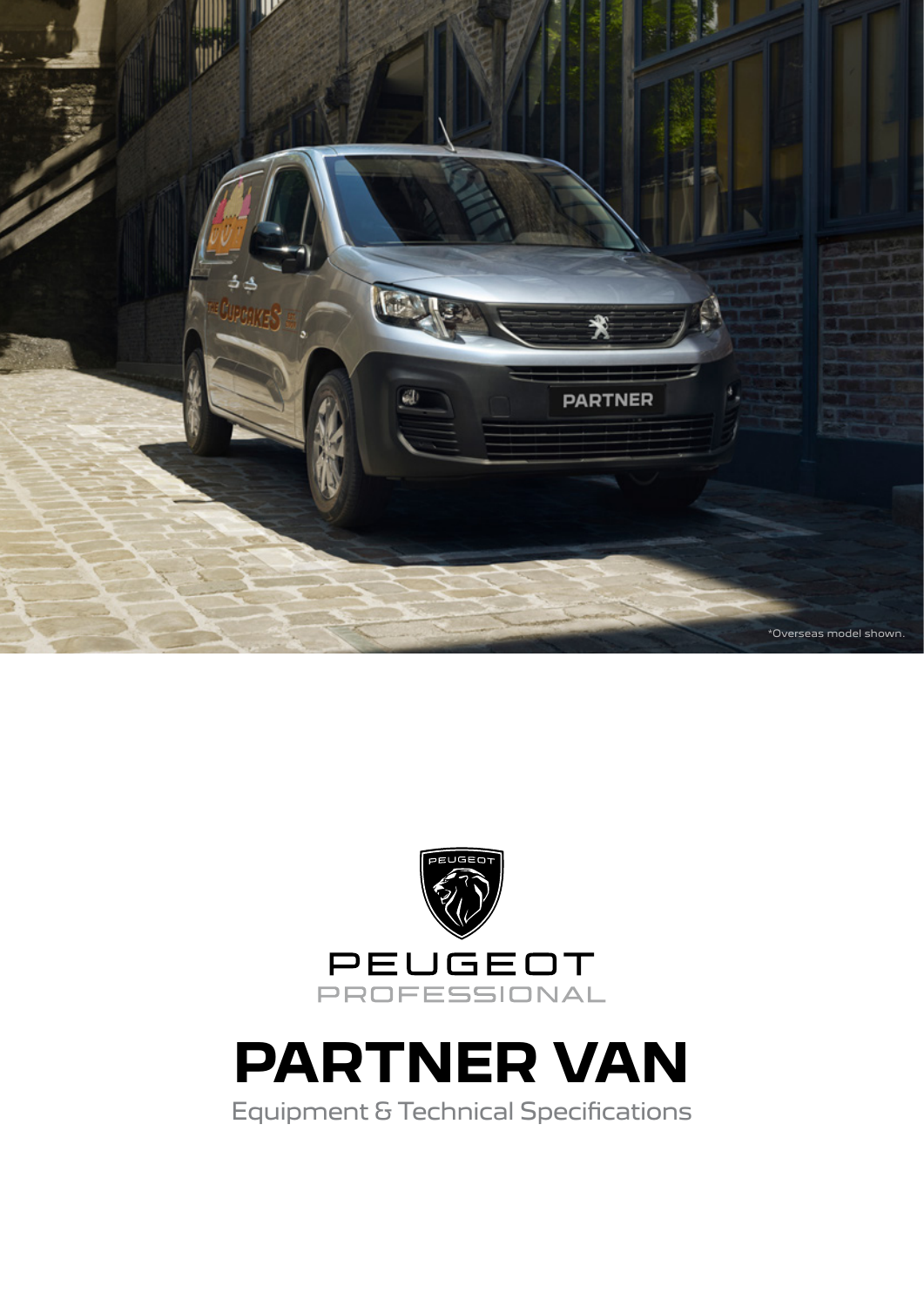*Overseas model shown.

PEUGEOT
PROFESSIONAL

# PARTNER VAN

Equipment & Technical Specifications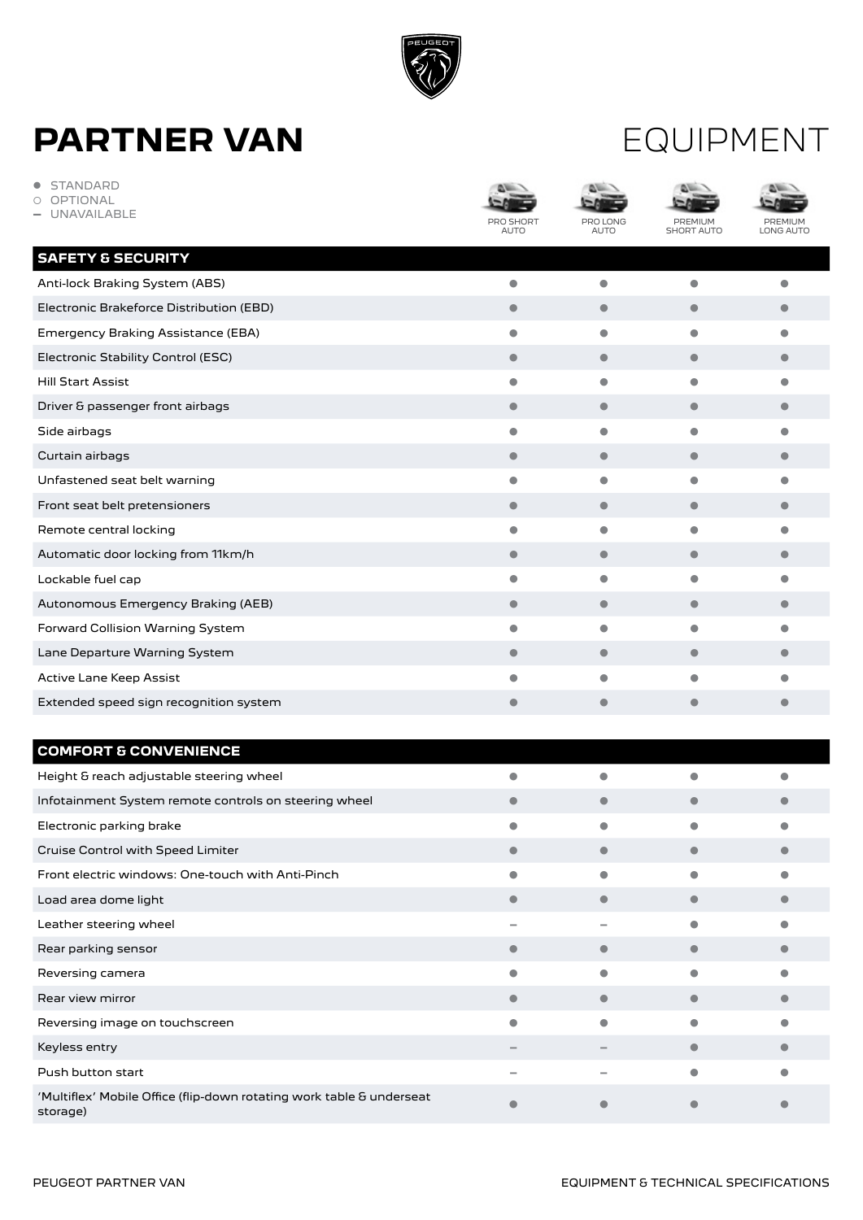# PARTNER VAN

# EQUIPMENT

- ● STANDARD
- ○ OPTIONAL
- – UNAVAILABLE

| | PRO SHORT AUTO | PRO LONG AUTO | PREMIUM SHORT AUTO | PREMIUM LONG AUTO |
|---|---|---|---|---|
| **SAFETY & SECURITY** | | | | |
| Anti-lock Braking System (ABS) | ● | ● | ● | ● |
| Electronic Brakeforce Distribution (EBD) | ● | ● | ● | ● |
| Emergency Braking Assistance (EBA) | ● | ● | ● | ● |
| Electronic Stability Control (ESC) | ● | ● | ● | ● |
| Hill Start Assist | ● | ● | ● | ● |
| Driver & passenger front airbags | ● | ● | ● | ● |
| Side airbags | ● | ● | ● | ● |
| Curtain airbags | ● | ● | ● | ● |
| Unfastened seat belt warning | ● | ● | ● | ● |
| Front seat belt pretensioners | ● | ● | ● | ● |
| Remote central locking | ● | ● | ● | ● |
| Automatic door locking from 11km/h | ● | ● | ● | ● |
| Lockable fuel cap | ● | ● | ● | ● |
| Autonomous Emergency Braking (AEB) | ● | ● | ● | ● |
| Forward Collision Warning System | ● | ● | ● | ● |
| Lane Departure Warning System | ● | ● | ● | ● |
| Active Lane Keep Assist | ● | ● | ● | ● |
| Extended speed sign recognition system | ● | ● | ● | ● |

| | PRO SHORT AUTO | PRO LONG AUTO | PREMIUM SHORT AUTO | PREMIUM LONG AUTO |
|---|---|---|---|---|
| **COMFORT & CONVENIENCE** | | | | |
| Height & reach adjustable steering wheel | ● | ● | ● | ● |
| Infotainment System remote controls on steering wheel | ● | ● | ● | ● |
| Electronic parking brake | ● | ● | ● | ● |
| Cruise Control with Speed Limiter | ● | ● | ● | ● |
| Front electric windows: One-touch with Anti-Pinch | ● | ● | ● | ● |
| Load area dome light | ● | ● | ● | ● |
| Leather steering wheel | – | – | ● | ● |
| Rear parking sensor | ● | ● | ● | ● |
| Reversing camera | ● | ● | ● | ● |
| Rear view mirror | ● | ● | ● | ● |
| Reversing image on touchscreen | ● | ● | ● | ● |
| Keyless entry | – | – | ● | ● |
| Push button start | – | – | ● | ● |
| 'Multiflex' Mobile Office (flip-down rotating work table & underseat storage) | ● | ● | ● | ● |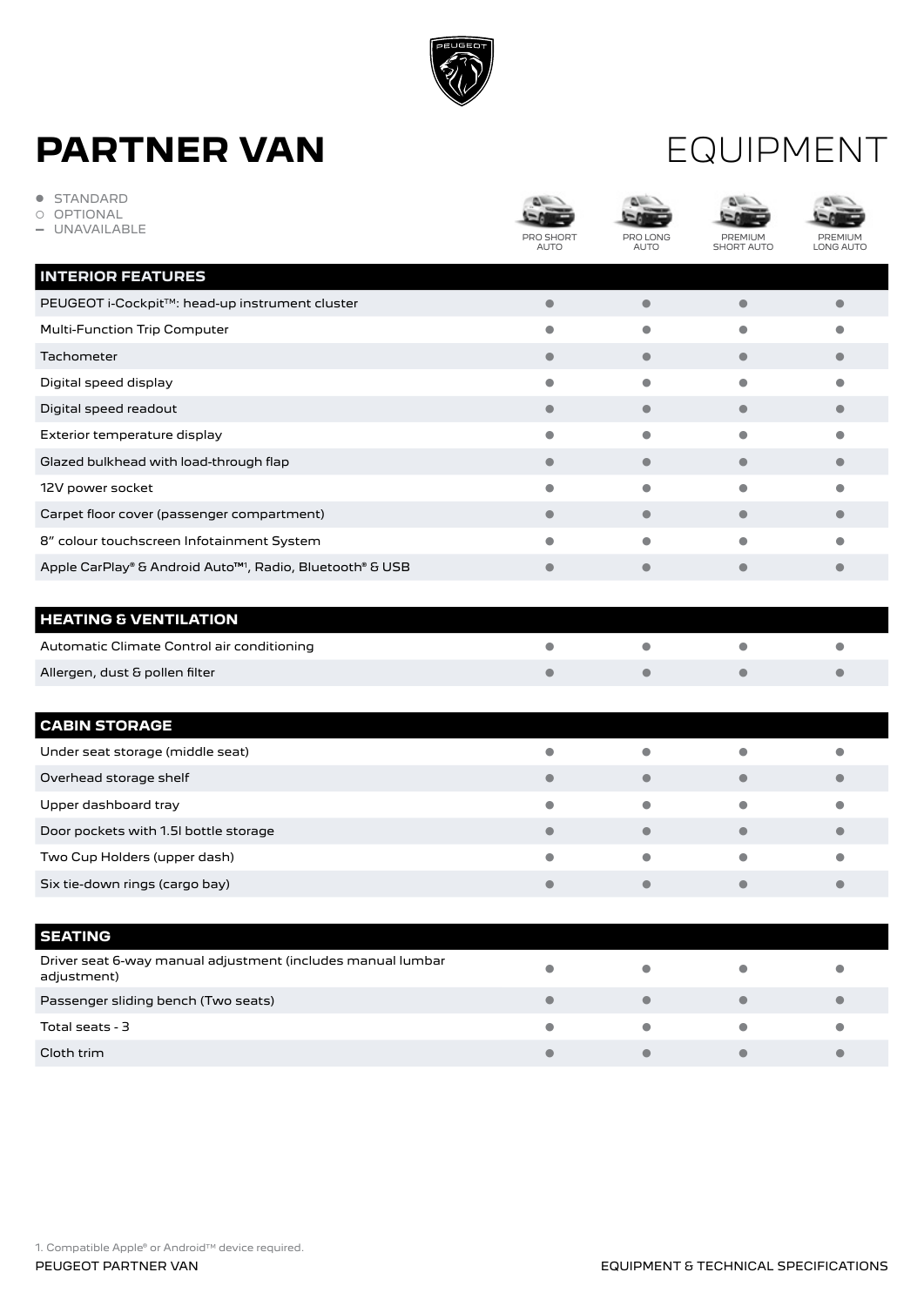# PARTNER VAN

# EQUIPMENT

- ● STANDARD
- ○ OPTIONAL
- – UNAVAILABLE

| | PRO SHORT AUTO | PRO LONG AUTO | PREMIUM SHORT AUTO | PREMIUM LONG AUTO |
|---|---|---|---|---|
| **INTERIOR FEATURES** | | | | |
| PEUGEOT i-Cockpit™: head-up instrument cluster | ● | ● | ● | ● |
| Multi-Function Trip Computer | ● | ● | ● | ● |
| Tachometer | ● | ● | ● | ● |
| Digital speed display | ● | ● | ● | ● |
| Digital speed readout | ● | ● | ● | ● |
| Exterior temperature display | ● | ● | ● | ● |
| Glazed bulkhead with load-through flap | ● | ● | ● | ● |
| 12V power socket | ● | ● | ● | ● |
| Carpet floor cover (passenger compartment) | ● | ● | ● | ● |
| 8" colour touchscreen Infotainment System | ● | ● | ● | ● |
| Apple CarPlay® & Android Auto™[1], Radio, Bluetooth® & USB | ● | ● | ● | ● |
| **HEATING & VENTILATION** | | | | |
| Automatic Climate Control air conditioning | ● | ● | ● | ● |
| Allergen, dust & pollen filter | ● | ● | ● | ● |
| **CABIN STORAGE** | | | | |
| Under seat storage (middle seat) | ● | ● | ● | ● |
| Overhead storage shelf | ● | ● | ● | ● |
| Upper dashboard tray | ● | ● | ● | ● |
| Door pockets with 1.5l bottle storage | ● | ● | ● | ● |
| Two Cup Holders (upper dash) | ● | ● | ● | ● |
| Six tie-down rings (cargo bay) | ● | ● | ● | ● |
| **SEATING** | | | | |
| Driver seat 6-way manual adjustment (includes manual lumbar adjustment) | ● | ● | ● | ● |
| Passenger sliding bench (Two seats) | ● | ● | ● | ● |
| Total seats - 3 | ● | ● | ● | ● |
| Cloth trim | ● | ● | ● | ● |

1. Compatible Apple® or Android™ device required.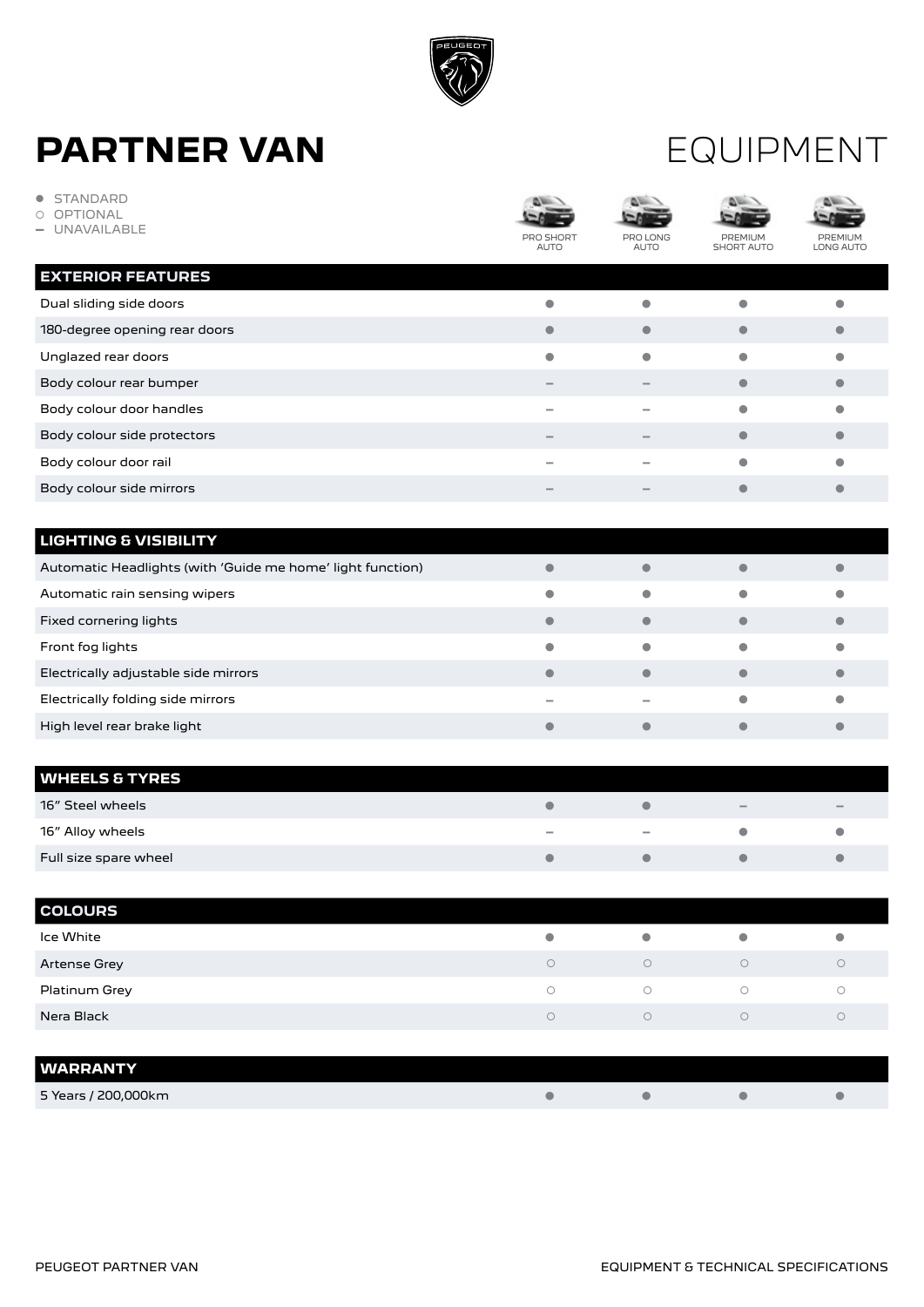# PARTNER VAN

# EQUIPMENT

● STANDARD
○ OPTIONAL
– UNAVAILABLE

| | PRO SHORT AUTO | PRO LONG AUTO | PREMIUM SHORT AUTO | PREMIUM LONG AUTO |
|---|---|---|---|---|
| **EXTERIOR FEATURES** | | | | |
| Dual sliding side doors | ● | ● | ● | ● |
| 180-degree opening rear doors | ● | ● | ● | ● |
| Unglazed rear doors | ● | ● | ● | ● |
| Body colour rear bumper | – | – | ● | ● |
| Body colour door handles | – | – | ● | ● |
| Body colour side protectors | – | – | ● | ● |
| Body colour door rail | – | – | ● | ● |
| Body colour side mirrors | – | – | ● | ● |
| **LIGHTING & VISIBILITY** | | | | |
| Automatic Headlights (with 'Guide me home' light function) | ● | ● | ● | ● |
| Automatic rain sensing wipers | ● | ● | ● | ● |
| Fixed cornering lights | ● | ● | ● | ● |
| Front fog lights | ● | ● | ● | ● |
| Electrically adjustable side mirrors | ● | ● | ● | ● |
| Electrically folding side mirrors | – | – | ● | ● |
| High level rear brake light | ● | ● | ● | ● |
| **WHEELS & TYRES** | | | | |
| 16" Steel wheels | ● | ● | – | – |
| 16" Alloy wheels | – | – | ● | ● |
| Full size spare wheel | ● | ● | ● | ● |
| **COLOURS** | | | | |
| Ice White | ● | ● | ● | ● |
| Artense Grey | ○ | ○ | ○ | ○ |
| Platinum Grey | ○ | ○ | ○ | ○ |
| Nera Black | ○ | ○ | ○ | ○ |
| **WARRANTY** | | | | |
| 5 Years / 200,000km | ● | ● | ● | ● |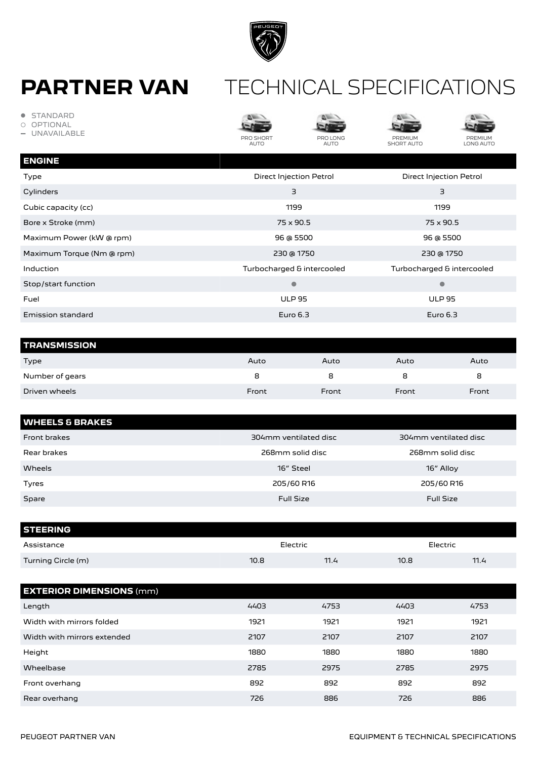# PARTNER VAN TECHNICAL SPECIFICATIONS

- ● STANDARD
- ○ OPTIONAL
- – UNAVAILABLE

| ENGINE | PRO SHORT AUTO | PRO LONG AUTO | PREMIUM SHORT AUTO | PREMIUM LONG AUTO |
|---|---|---|---|---|
| Type | Direct Injection Petrol | | Direct Injection Petrol | |
| Cylinders | 3 | | 3 | |
| Cubic capacity (cc) | 1199 | | 1199 | |
| Bore x Stroke (mm) | 75 x 90.5 | | 75 x 90.5 | |
| Maximum Power (kW @ rpm) | 96 @ 5500 | | 96 @ 5500 | |
| Maximum Torque (Nm @ rpm) | 230 @ 1750 | | 230 @ 1750 | |
| Induction | Turbocharged & intercooled | | Turbocharged & intercooled | |
| Stop/start function | ● | | ● | |
| Fuel | ULP 95 | | ULP 95 | |
| Emission standard | Euro 6.3 | | Euro 6.3 | |

| TRANSMISSION | PRO SHORT AUTO | PRO LONG AUTO | PREMIUM SHORT AUTO | PREMIUM LONG AUTO |
|---|---|---|---|---|
| Type | Auto | Auto | Auto | Auto |
| Number of gears | 8 | 8 | 8 | 8 |
| Driven wheels | Front | Front | Front | Front |

| WHEELS & BRAKES | PRO SHORT AUTO | PRO LONG AUTO | PREMIUM SHORT AUTO | PREMIUM LONG AUTO |
|---|---|---|---|---|
| Front brakes | 304mm ventilated disc | | 304mm ventilated disc | |
| Rear brakes | 268mm solid disc | | 268mm solid disc | |
| Wheels | 16″ Steel | | 16″ Alloy | |
| Tyres | 205/60 R16 | | 205/60 R16 | |
| Spare | Full Size | | Full Size | |

| STEERING | PRO SHORT AUTO | PRO LONG AUTO | PREMIUM SHORT AUTO | PREMIUM LONG AUTO |
|---|---|---|---|---|
| Assistance | Electric | | Electric | |
| Turning Circle (m) | 10.8 | 11.4 | 10.8 | 11.4 |

| EXTERIOR DIMENSIONS (mm) | PRO SHORT AUTO | PRO LONG AUTO | PREMIUM SHORT AUTO | PREMIUM LONG AUTO |
|---|---|---|---|---|
| Length | 4403 | 4753 | 4403 | 4753 |
| Width with mirrors folded | 1921 | 1921 | 1921 | 1921 |
| Width with mirrors extended | 2107 | 2107 | 2107 | 2107 |
| Height | 1880 | 1880 | 1880 | 1880 |
| Wheelbase | 2785 | 2975 | 2785 | 2975 |
| Front overhang | 892 | 892 | 892 | 892 |
| Rear overhang | 726 | 886 | 726 | 886 |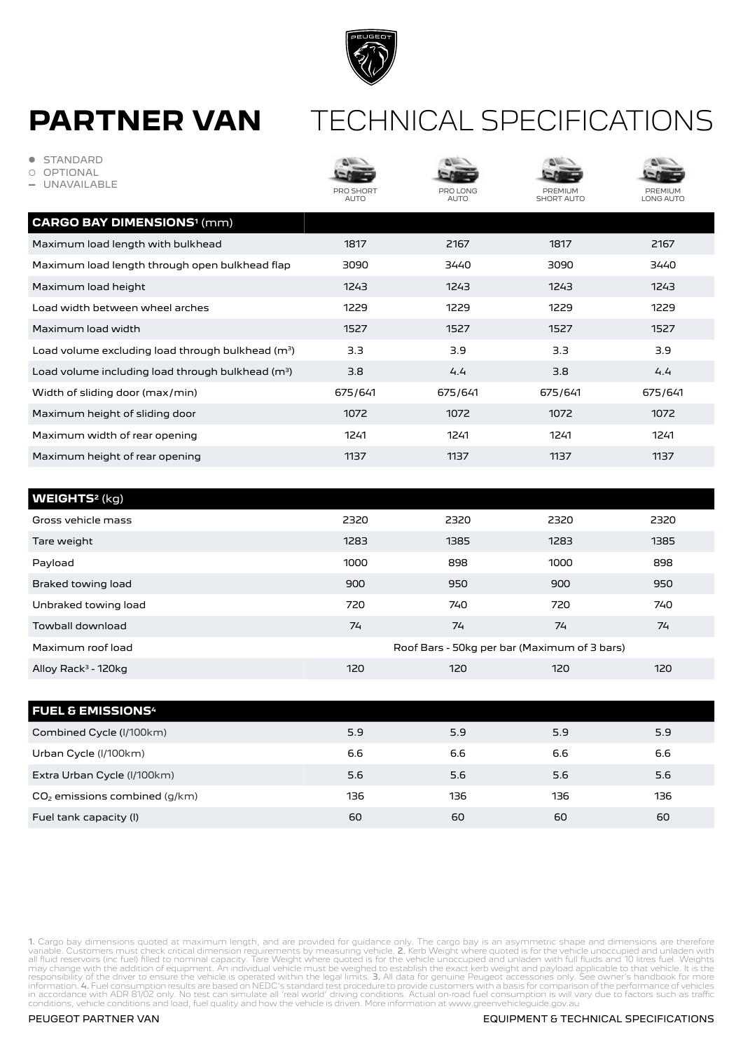# PARTNER VAN TECHNICAL SPECIFICATIONS

- ● STANDARD
- ○ OPTIONAL
- – UNAVAILABLE

| CARGO BAY DIMENSIONS[1] (mm) | PRO SHORT AUTO | PRO LONG AUTO | PREMIUM SHORT AUTO | PREMIUM LONG AUTO |
|---|---|---|---|---|
| Maximum load length with bulkhead | 1817 | 2167 | 1817 | 2167 |
| Maximum load length through open bulkhead flap | 3090 | 3440 | 3090 | 3440 |
| Maximum load height | 1243 | 1243 | 1243 | 1243 |
| Load width between wheel arches | 1229 | 1229 | 1229 | 1229 |
| Maximum load width | 1527 | 1527 | 1527 | 1527 |
| Load volume excluding load through bulkhead ($m^3$) | 3.3 | 3.9 | 3.3 | 3.9 |
| Load volume including load through bulkhead ($m^3$) | 3.8 | 4.4 | 3.8 | 4.4 |
| Width of sliding door (max/min) | 675/641 | 675/641 | 675/641 | 675/641 |
| Maximum height of sliding door | 1072 | 1072 | 1072 | 1072 |
| Maximum width of rear opening | 1241 | 1241 | 1241 | 1241 |
| Maximum height of rear opening | 1137 | 1137 | 1137 | 1137 |

| WEIGHTS[2] (kg) | PRO SHORT AUTO | PRO LONG AUTO | PREMIUM SHORT AUTO | PREMIUM LONG AUTO |
|---|---|---|---|---|
| Gross vehicle mass | 2320 | 2320 | 2320 | 2320 |
| Tare weight | 1283 | 1385 | 1283 | 1385 |
| Payload | 1000 | 898 | 1000 | 898 |
| Braked towing load | 900 | 950 | 900 | 950 |
| Unbraked towing load | 720 | 740 | 720 | 740 |
| Towball download | 74 | 74 | 74 | 74 |
| Maximum roof load | Roof Bars - 50kg per bar (Maximum of 3 bars) | | | |
| Alloy Rack[3] - 120kg | 120 | 120 | 120 | 120 |

| FUEL & EMISSIONS[4] | PRO SHORT AUTO | PRO LONG AUTO | PREMIUM SHORT AUTO | PREMIUM LONG AUTO |
|---|---|---|---|---|
| Combined Cycle (l/100km) | 5.9 | 5.9 | 5.9 | 5.9 |
| Urban Cycle (l/100km) | 6.6 | 6.6 | 6.6 | 6.6 |
| Extra Urban Cycle (l/100km) | 5.6 | 5.6 | 5.6 | 5.6 |
| $CO_2$ emissions combined (g/km) | 136 | 136 | 136 | 136 |
| Fuel tank capacity (l) | 60 | 60 | 60 | 60 |

**1.** Cargo bay dimensions quoted at maximum length, and are provided for guidance only. The cargo bay is an asymmetric shape and dimensions are therefore variable. Customers must check critical dimension requirements by measuring vehicle. **2.** Kerb Weight where quoted is for the vehicle unoccupied and unladen with all fluid reservoirs (inc fuel) filled to nominal capacity. Tare Weight where quoted is for the vehicle unoccupied and unladen with full fluids and 10 litres fuel. Weights may change with the addition of equipment. An individual vehicle must be weighed to establish the exact kerb weight and payload applicable to that vehicle. It is the responsibility of the driver to ensure the vehicle is operated within the legal limits. **3.** All data for genuine Peugeot accessories only. See owner's handbook for more information. **4.** Fuel consumption results are based on NEDC's standard test procedure to provide customers with a basis for comparison of the performance of vehicles in accordance with ADR 81/02 only. No test can simulate all 'real world' driving conditions. Actual on-road fuel consumption is will vary due to factors such as traffic conditions, vehicle conditions and load, fuel quality and how the vehicle is driven. More information at www.greenvehicleguide.gov.au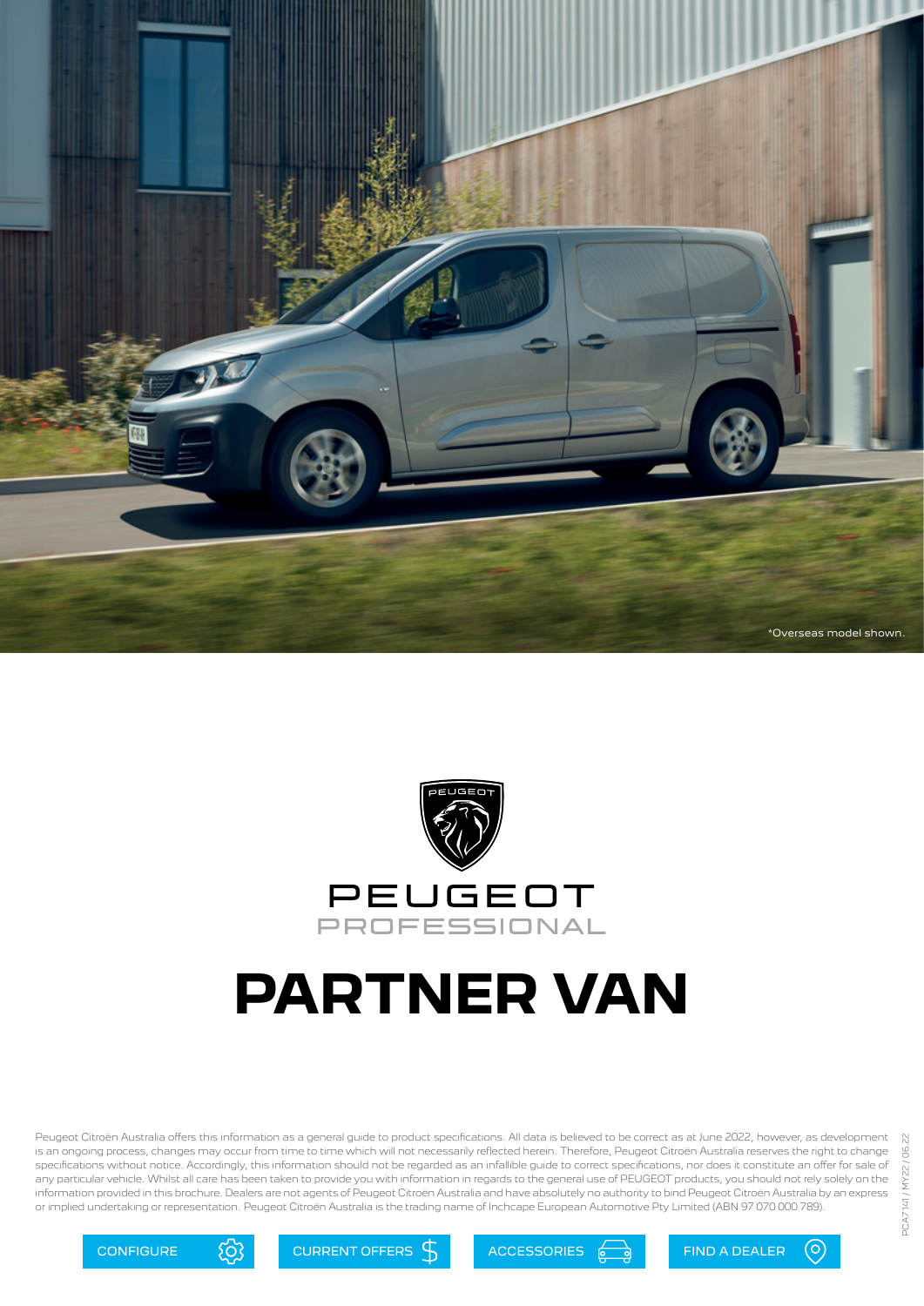*Overseas model shown.

PEUGEOT

PEUGEOT
PROFESSIONAL

# PARTNER VAN

Peugeot Citroën Australia offers this information as a general guide to product specifications. All data is believed to be correct as at June 2022, however, as development is an ongoing process, changes may occur from time to time which will not necessarily reflected herein. Therefore, Peugeot Citroën Australia reserves the right to change specifications without notice. Accordingly, this information should not be regarded as an infallible guide to correct specifications, nor does it constitute an offer for sale of any particular vehicle. Whilst all care has been taken to provide you with information in regards to the general use of PEUGEOT products, you should not rely solely on the information provided in this brochure. Dealers are not agents of Peugeot Citroën Australia and have absolutely no authority to bind Peugeot Citroën Australia by an express or implied undertaking or representation. Peugeot Citroën Australia is the trading name of Inchcape European Automotive Pty Limited (ABN 97 070 000 789).

PCA7141 / MY22 / 06.22

CONFIGURE | CURRENT OFFERS | ACCESSORIES | FIND A DEALER